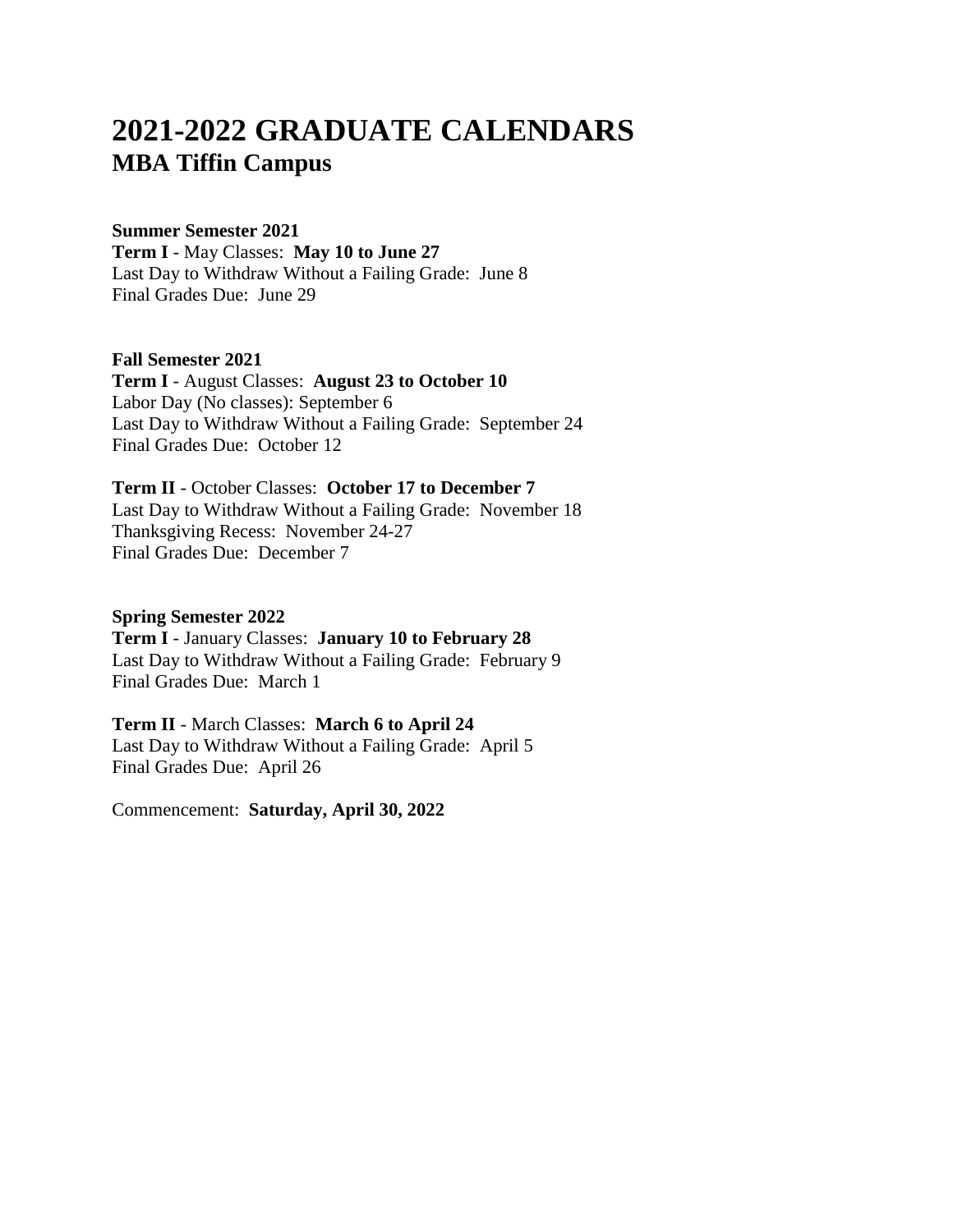# 2021-2022 GRADUATE CALENDARS
## MBA Tiffin Campus

**Summer Semester 2021**
**Term I** - May Classes: **May 10 to June 27**
Last Day to Withdraw Without a Failing Grade: June 8
Final Grades Due: June 29

**Fall Semester 2021**
**Term I** - August Classes: **August 23 to October 10**
Labor Day (No classes): September 6
Last Day to Withdraw Without a Failing Grade: September 24
Final Grades Due: October 12

**Term II** - October Classes: **October 17 to December 7**
Last Day to Withdraw Without a Failing Grade: November 18
Thanksgiving Recess: November 24-27
Final Grades Due: December 7

**Spring Semester 2022**
**Term I** - January Classes: **January 10 to February 28**
Last Day to Withdraw Without a Failing Grade: February 9
Final Grades Due: March 1

**Term II** - March Classes: **March 6 to April 24**
Last Day to Withdraw Without a Failing Grade: April 5
Final Grades Due: April 26

Commencement: **Saturday, April 30, 2022**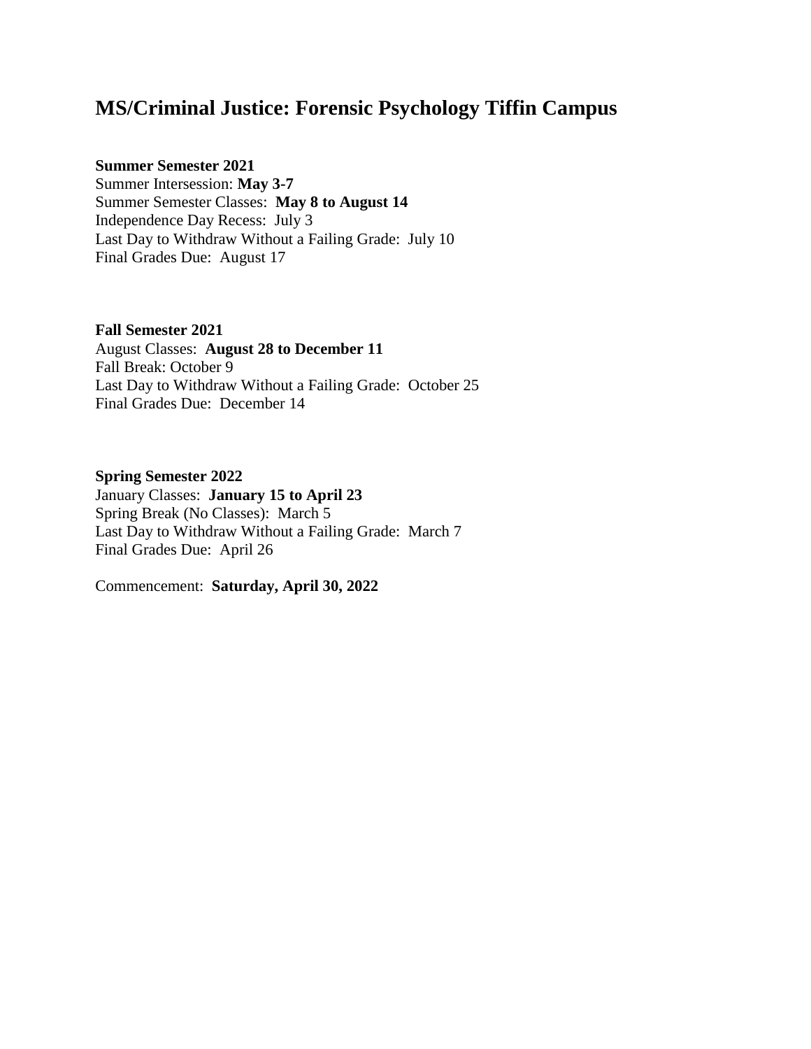## MS/Criminal Justice: Forensic Psychology Tiffin Campus

**Summer Semester 2021**
Summer Intersession: **May 3-7**
Summer Semester Classes: **May 8 to August 14**
Independence Day Recess: July 3
Last Day to Withdraw Without a Failing Grade: July 10
Final Grades Due: August 17

**Fall Semester 2021**
August Classes: **August 28 to December 11**
Fall Break: October 9
Last Day to Withdraw Without a Failing Grade: October 25
Final Grades Due: December 14

**Spring Semester 2022**
January Classes: **January 15 to April 23**
Spring Break (No Classes): March 5
Last Day to Withdraw Without a Failing Grade: March 7
Final Grades Due: April 26

Commencement: **Saturday, April 30, 2022**